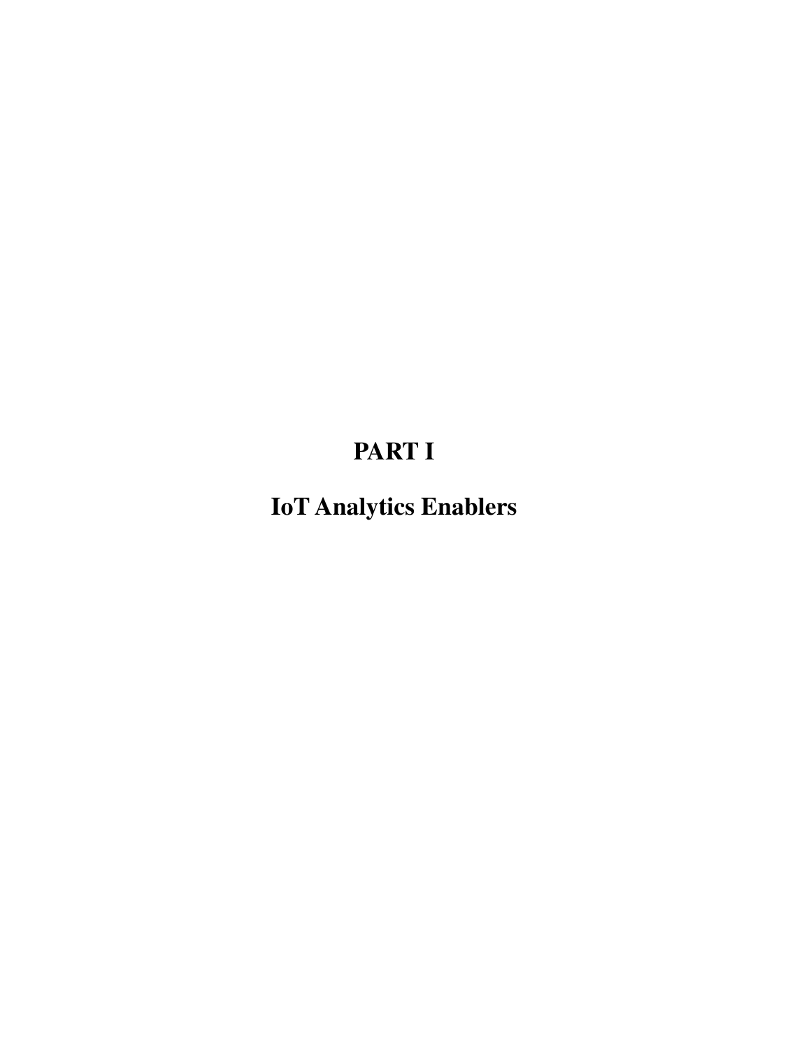# PART I

# IoT Analytics Enablers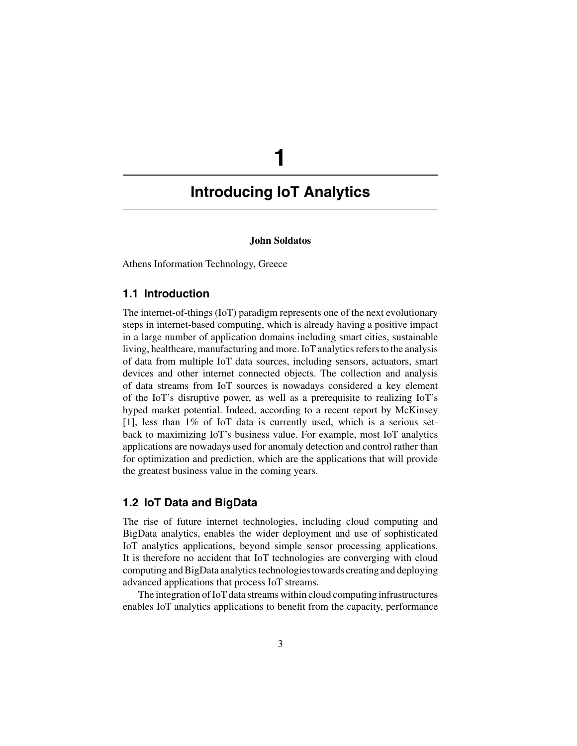# 1

# Introducing IoT Analytics

**John Soldatos**

Athens Information Technology, Greece

## 1.1 Introduction

The internet-of-things (IoT) paradigm represents one of the next evolutionary steps in internet-based computing, which is already having a positive impact in a large number of application domains including smart cities, sustainable living, healthcare, manufacturing and more. IoT analytics refers to the analysis of data from multiple IoT data sources, including sensors, actuators, smart devices and other internet connected objects. The collection and analysis of data streams from IoT sources is nowadays considered a key element of the IoT's disruptive power, as well as a prerequisite to realizing IoT's hyped market potential. Indeed, according to a recent report by McKinsey [1], less than 1% of IoT data is currently used, which is a serious setback to maximizing IoT's business value. For example, most IoT analytics applications are nowadays used for anomaly detection and control rather than for optimization and prediction, which are the applications that will provide the greatest business value in the coming years.

## 1.2 IoT Data and BigData

The rise of future internet technologies, including cloud computing and BigData analytics, enables the wider deployment and use of sophisticated IoT analytics applications, beyond simple sensor processing applications. It is therefore no accident that IoT technologies are converging with cloud computing and BigData analytics technologies towards creating and deploying advanced applications that process IoT streams.

The integration of IoT data streams within cloud computing infrastructures enables IoT analytics applications to benefit from the capacity, performance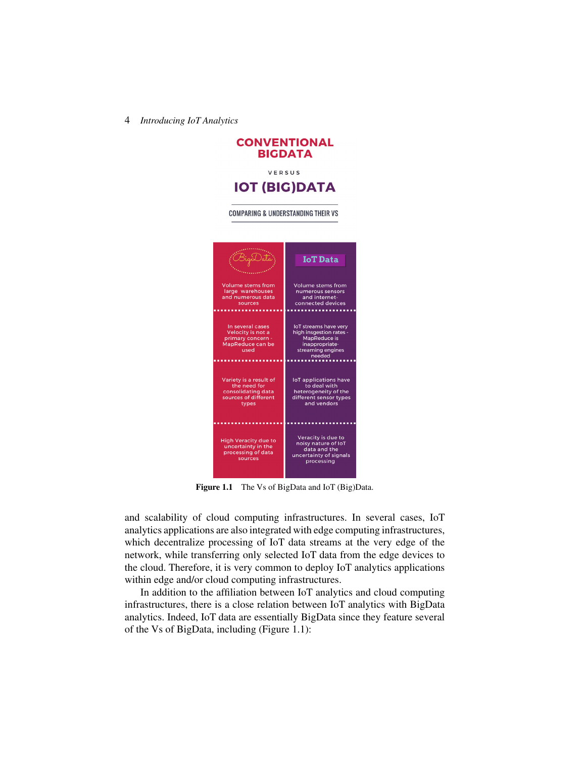**CONVENTIONAL BIGDATA**

VERSUS

**IOT (BIG)DATA**

COMPARING & UNDERSTANDING THEIR VS

| BigData | IoT Data |
| --- | --- |
| Volume stems from large warehouses and numerous data sources | Volume stems from numerous sensors and internet-connected devices |
| In several cases Velocity is not a primary concern - MapReduce can be used | IoT streams have very high ingestion rates - MapReduce is inappropriate-streaming engines needed |
| Variety is a result of the need for consolidating data sources of different types | IoT applications have to deal with heterogeneity of the different sensor types and vendors |
| High Veracity due to uncertainty in the processing of data sources | Veracity is due to noisy nature of IoT data and the uncertainty of signals processing |

**Figure 1.1** The Vs of BigData and IoT (Big)Data.

and scalability of cloud computing infrastructures. In several cases, IoT analytics applications are also integrated with edge computing infrastructures, which decentralize processing of IoT data streams at the very edge of the network, while transferring only selected IoT data from the edge devices to the cloud. Therefore, it is very common to deploy IoT analytics applications within edge and/or cloud computing infrastructures.

In addition to the affiliation between IoT analytics and cloud computing infrastructures, there is a close relation between IoT analytics with BigData analytics. Indeed, IoT data are essentially BigData since they feature several of the Vs of BigData, including (Figure 1.1):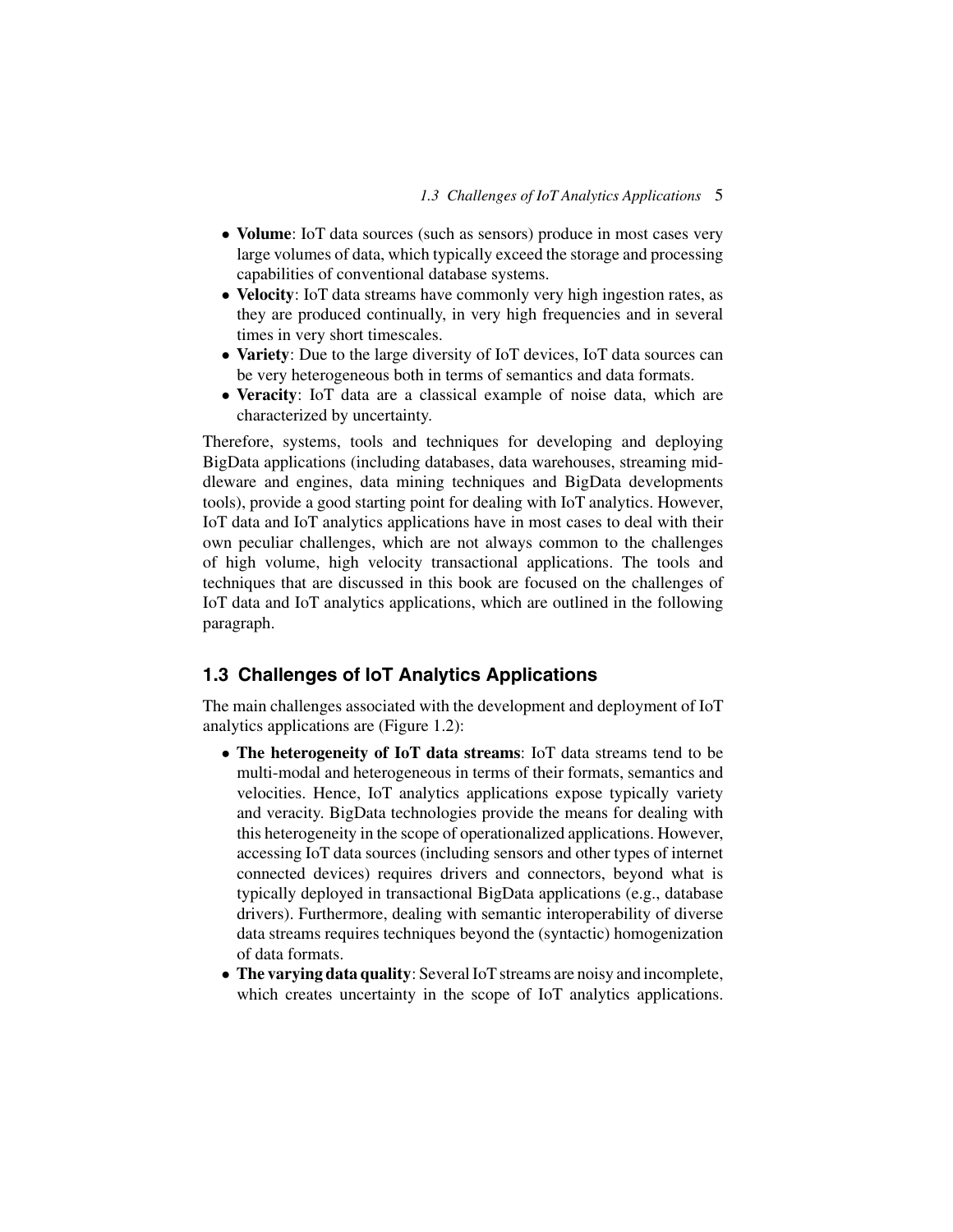- **Volume**: IoT data sources (such as sensors) produce in most cases very large volumes of data, which typically exceed the storage and processing capabilities of conventional database systems.
- **Velocity**: IoT data streams have commonly very high ingestion rates, as they are produced continually, in very high frequencies and in several times in very short timescales.
- **Variety**: Due to the large diversity of IoT devices, IoT data sources can be very heterogeneous both in terms of semantics and data formats.
- **Veracity**: IoT data are a classical example of noise data, which are characterized by uncertainty.

Therefore, systems, tools and techniques for developing and deploying BigData applications (including databases, data warehouses, streaming middleware and engines, data mining techniques and BigData developments tools), provide a good starting point for dealing with IoT analytics. However, IoT data and IoT analytics applications have in most cases to deal with their own peculiar challenges, which are not always common to the challenges of high volume, high velocity transactional applications. The tools and techniques that are discussed in this book are focused on the challenges of IoT data and IoT analytics applications, which are outlined in the following paragraph.

## 1.3 Challenges of IoT Analytics Applications

The main challenges associated with the development and deployment of IoT analytics applications are (Figure 1.2):

- **The heterogeneity of IoT data streams**: IoT data streams tend to be multi-modal and heterogeneous in terms of their formats, semantics and velocities. Hence, IoT analytics applications expose typically variety and veracity. BigData technologies provide the means for dealing with this heterogeneity in the scope of operationalized applications. However, accessing IoT data sources (including sensors and other types of internet connected devices) requires drivers and connectors, beyond what is typically deployed in transactional BigData applications (e.g., database drivers). Furthermore, dealing with semantic interoperability of diverse data streams requires techniques beyond the (syntactic) homogenization of data formats.
- **The varying data quality**: Several IoT streams are noisy and incomplete, which creates uncertainty in the scope of IoT analytics applications.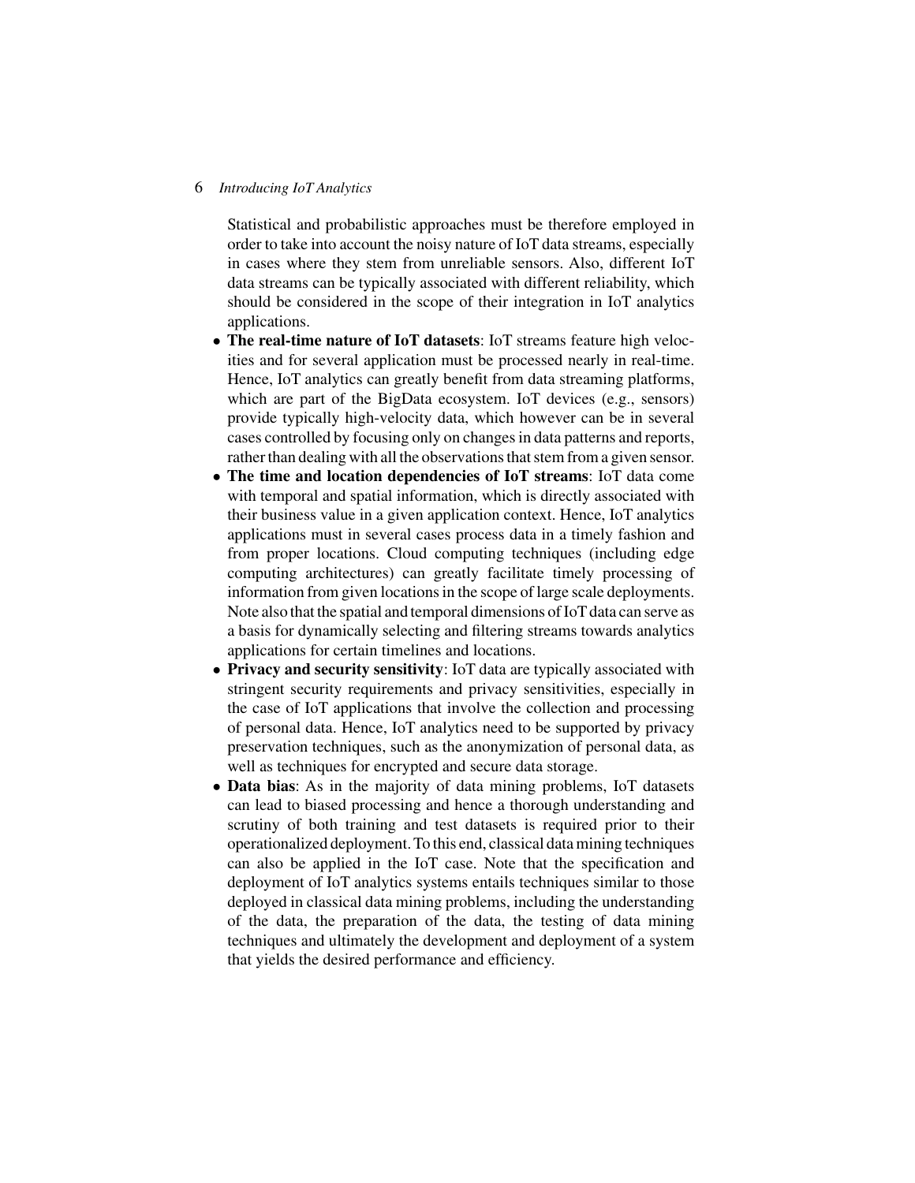Statistical and probabilistic approaches must be therefore employed in order to take into account the noisy nature of IoT data streams, especially in cases where they stem from unreliable sensors. Also, different IoT data streams can be typically associated with different reliability, which should be considered in the scope of their integration in IoT analytics applications.

- **The real-time nature of IoT datasets**: IoT streams feature high velocities and for several application must be processed nearly in real-time. Hence, IoT analytics can greatly benefit from data streaming platforms, which are part of the BigData ecosystem. IoT devices (e.g., sensors) provide typically high-velocity data, which however can be in several cases controlled by focusing only on changes in data patterns and reports, rather than dealing with all the observations that stem from a given sensor.
- **The time and location dependencies of IoT streams**: IoT data come with temporal and spatial information, which is directly associated with their business value in a given application context. Hence, IoT analytics applications must in several cases process data in a timely fashion and from proper locations. Cloud computing techniques (including edge computing architectures) can greatly facilitate timely processing of information from given locations in the scope of large scale deployments. Note also that the spatial and temporal dimensions of IoT data can serve as a basis for dynamically selecting and filtering streams towards analytics applications for certain timelines and locations.
- **Privacy and security sensitivity**: IoT data are typically associated with stringent security requirements and privacy sensitivities, especially in the case of IoT applications that involve the collection and processing of personal data. Hence, IoT analytics need to be supported by privacy preservation techniques, such as the anonymization of personal data, as well as techniques for encrypted and secure data storage.
- **Data bias**: As in the majority of data mining problems, IoT datasets can lead to biased processing and hence a thorough understanding and scrutiny of both training and test datasets is required prior to their operationalized deployment. To this end, classical data mining techniques can also be applied in the IoT case. Note that the specification and deployment of IoT analytics systems entails techniques similar to those deployed in classical data mining problems, including the understanding of the data, the preparation of the data, the testing of data mining techniques and ultimately the development and deployment of a system that yields the desired performance and efficiency.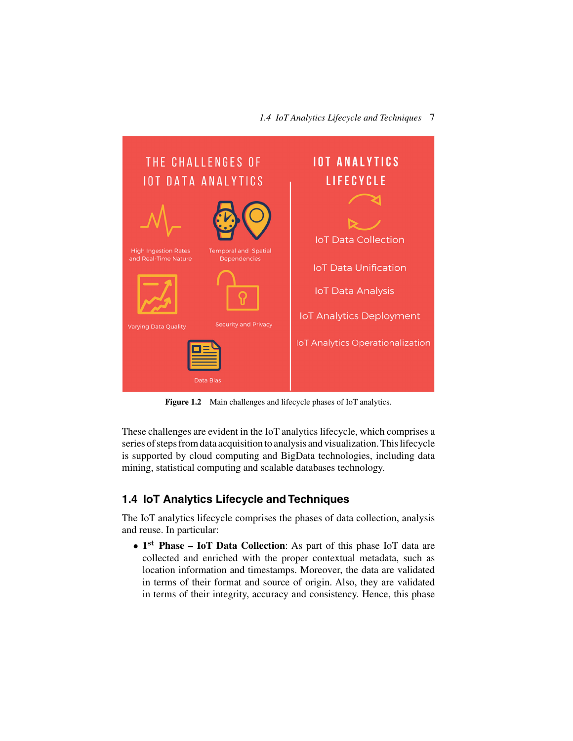THE CHALLENGES OF IOT DATA ANALYTICS

High Ingestion Rates and Real-Time Nature

Temporal and Spatial Dependencies

Varying Data Quality

Security and Privacy

Data Bias

IOT ANALYTICS LIFECYCLE

IoT Data Collection

IoT Data Unification

IoT Data Analysis

IoT Analytics Deployment

IoT Analytics Operationalization

**Figure 1.2** Main challenges and lifecycle phases of IoT analytics.

These challenges are evident in the IoT analytics lifecycle, which comprises a series of steps from data acquisition to analysis and visualization. This lifecycle is supported by cloud computing and BigData technologies, including data mining, statistical computing and scalable databases technology.

## 1.4 IoT Analytics Lifecycle and Techniques

The IoT analytics lifecycle comprises the phases of data collection, analysis and reuse. In particular:

- **1$^{st}$ Phase – IoT Data Collection**: As part of this phase IoT data are collected and enriched with the proper contextual metadata, such as location information and timestamps. Moreover, the data are validated in terms of their format and source of origin. Also, they are validated in terms of their integrity, accuracy and consistency. Hence, this phase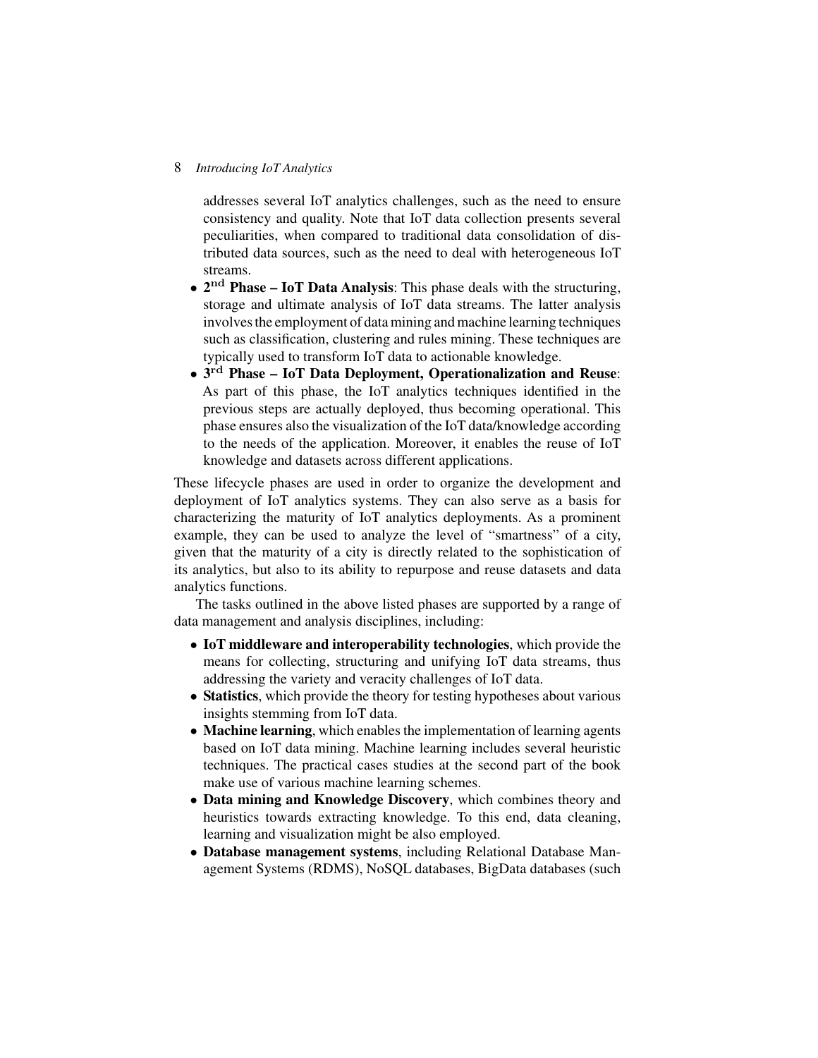addresses several IoT analytics challenges, such as the need to ensure consistency and quality. Note that IoT data collection presents several peculiarities, when compared to traditional data consolidation of distributed data sources, such as the need to deal with heterogeneous IoT streams.

- **2nd Phase – IoT Data Analysis**: This phase deals with the structuring, storage and ultimate analysis of IoT data streams. The latter analysis involves the employment of data mining and machine learning techniques such as classification, clustering and rules mining. These techniques are typically used to transform IoT data to actionable knowledge.
- **3rd Phase – IoT Data Deployment, Operationalization and Reuse**: As part of this phase, the IoT analytics techniques identified in the previous steps are actually deployed, thus becoming operational. This phase ensures also the visualization of the IoT data/knowledge according to the needs of the application. Moreover, it enables the reuse of IoT knowledge and datasets across different applications.

These lifecycle phases are used in order to organize the development and deployment of IoT analytics systems. They can also serve as a basis for characterizing the maturity of IoT analytics deployments. As a prominent example, they can be used to analyze the level of "smartness" of a city, given that the maturity of a city is directly related to the sophistication of its analytics, but also to its ability to repurpose and reuse datasets and data analytics functions.

The tasks outlined in the above listed phases are supported by a range of data management and analysis disciplines, including:

- **IoT middleware and interoperability technologies**, which provide the means for collecting, structuring and unifying IoT data streams, thus addressing the variety and veracity challenges of IoT data.
- **Statistics**, which provide the theory for testing hypotheses about various insights stemming from IoT data.
- **Machine learning**, which enables the implementation of learning agents based on IoT data mining. Machine learning includes several heuristic techniques. The practical cases studies at the second part of the book make use of various machine learning schemes.
- **Data mining and Knowledge Discovery**, which combines theory and heuristics towards extracting knowledge. To this end, data cleaning, learning and visualization might be also employed.
- **Database management systems**, including Relational Database Management Systems (RDMS), NoSQL databases, BigData databases (such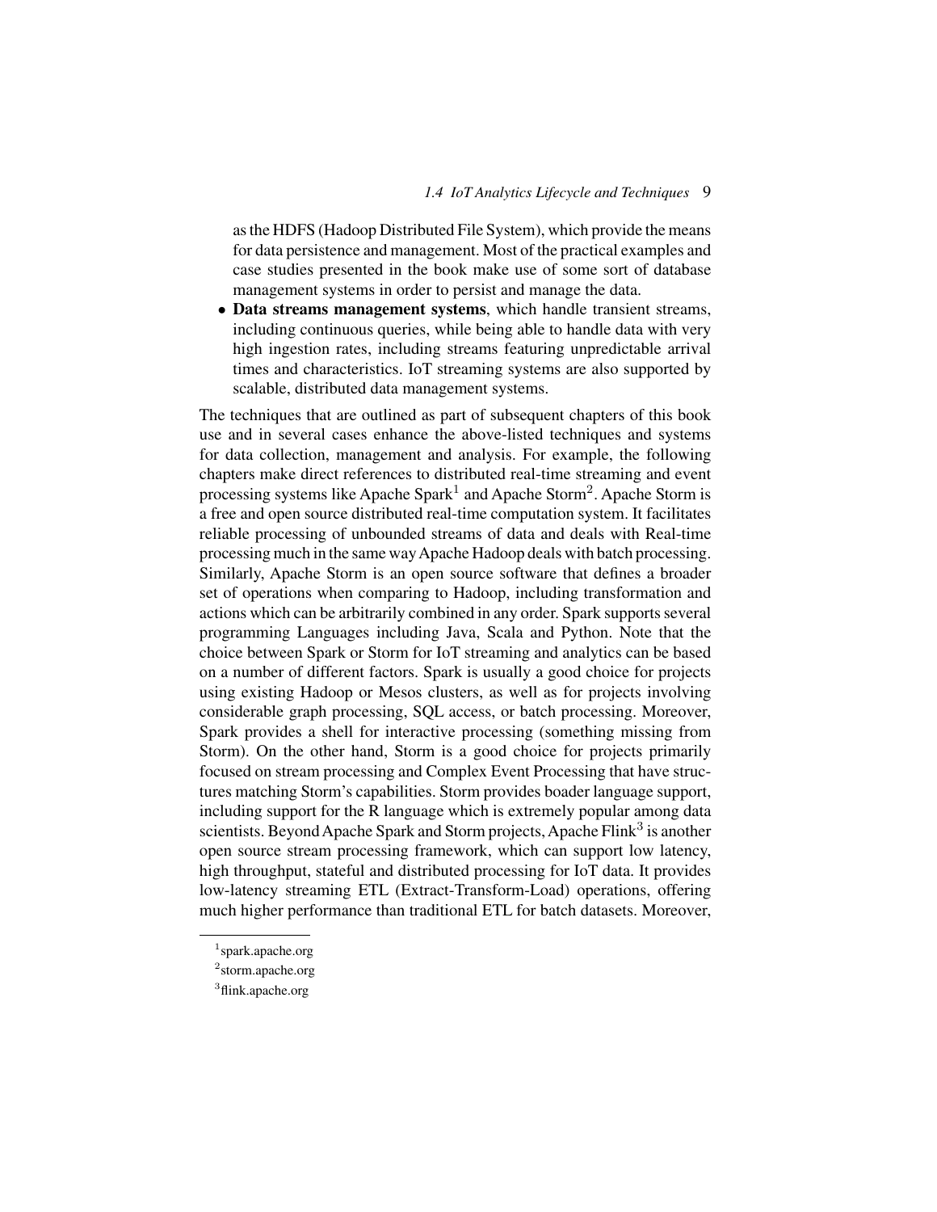as the HDFS (Hadoop Distributed File System), which provide the means for data persistence and management. Most of the practical examples and case studies presented in the book make use of some sort of database management systems in order to persist and manage the data.

- **Data streams management systems**, which handle transient streams, including continuous queries, while being able to handle data with very high ingestion rates, including streams featuring unpredictable arrival times and characteristics. IoT streaming systems are also supported by scalable, distributed data management systems.

The techniques that are outlined as part of subsequent chapters of this book use and in several cases enhance the above-listed techniques and systems for data collection, management and analysis. For example, the following chapters make direct references to distributed real-time streaming and event processing systems like Apache Spark[1] and Apache Storm[2]. Apache Storm is a free and open source distributed real-time computation system. It facilitates reliable processing of unbounded streams of data and deals with Real-time processing much in the same way Apache Hadoop deals with batch processing. Similarly, Apache Storm is an open source software that defines a broader set of operations when comparing to Hadoop, including transformation and actions which can be arbitrarily combined in any order. Spark supports several programming Languages including Java, Scala and Python. Note that the choice between Spark or Storm for IoT streaming and analytics can be based on a number of different factors. Spark is usually a good choice for projects using existing Hadoop or Mesos clusters, as well as for projects involving considerable graph processing, SQL access, or batch processing. Moreover, Spark provides a shell for interactive processing (something missing from Storm). On the other hand, Storm is a good choice for projects primarily focused on stream processing and Complex Event Processing that have structures matching Storm's capabilities. Storm provides boader language support, including support for the R language which is extremely popular among data scientists. Beyond Apache Spark and Storm projects, Apache Flink[3] is another open source stream processing framework, which can support low latency, high throughput, stateful and distributed processing for IoT data. It provides low-latency streaming ETL (Extract-Transform-Load) operations, offering much higher performance than traditional ETL for batch datasets. Moreover,

[1] spark.apache.org

[2] storm.apache.org

[3] flink.apache.org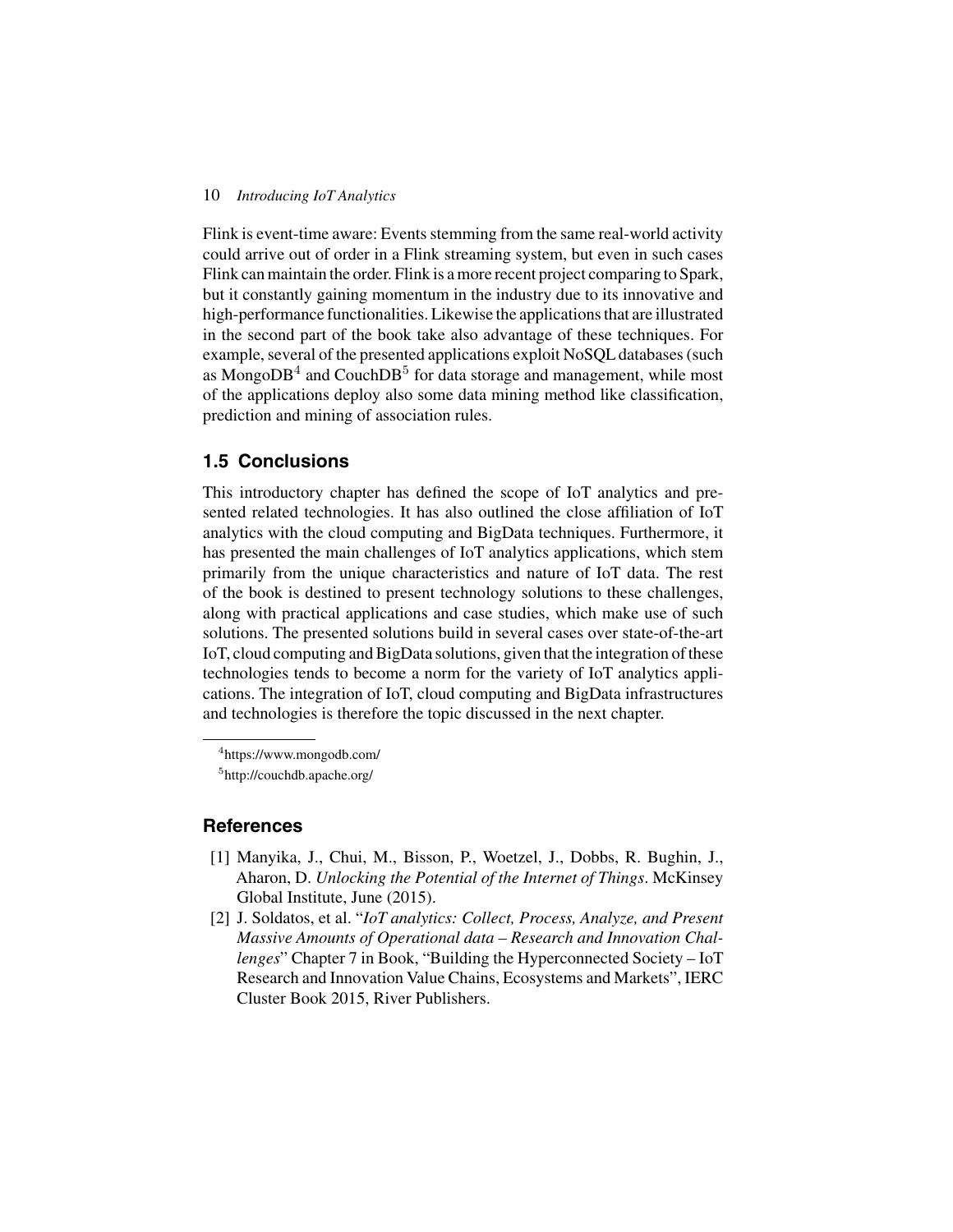Flink is event-time aware: Events stemming from the same real-world activity could arrive out of order in a Flink streaming system, but even in such cases Flink can maintain the order. Flink is a more recent project comparing to Spark, but it constantly gaining momentum in the industry due to its innovative and high-performance functionalities. Likewise the applications that are illustrated in the second part of the book take also advantage of these techniques. For example, several of the presented applications exploit NoSQL databases (such as MongoDB[4] and CouchDB[5] for data storage and management, while most of the applications deploy also some data mining method like classification, prediction and mining of association rules.

## 1.5 Conclusions

This introductory chapter has defined the scope of IoT analytics and presented related technologies. It has also outlined the close affiliation of IoT analytics with the cloud computing and BigData techniques. Furthermore, it has presented the main challenges of IoT analytics applications, which stem primarily from the unique characteristics and nature of IoT data. The rest of the book is destined to present technology solutions to these challenges, along with practical applications and case studies, which make use of such solutions. The presented solutions build in several cases over state-of-the-art IoT, cloud computing and BigData solutions, given that the integration of these technologies tends to become a norm for the variety of IoT analytics applications. The integration of IoT, cloud computing and BigData infrastructures and technologies is therefore the topic discussed in the next chapter.

[4] https://www.mongodb.com/

[5] http://couchdb.apache.org/

## References

[1] Manyika, J., Chui, M., Bisson, P., Woetzel, J., Dobbs, R. Bughin, J., Aharon, D. *Unlocking the Potential of the Internet of Things*. McKinsey Global Institute, June (2015).

[2] J. Soldatos, et al. "*IoT analytics: Collect, Process, Analyze, and Present Massive Amounts of Operational data – Research and Innovation Challenges*" Chapter 7 in Book, "Building the Hyperconnected Society – IoT Research and Innovation Value Chains, Ecosystems and Markets", IERC Cluster Book 2015, River Publishers.